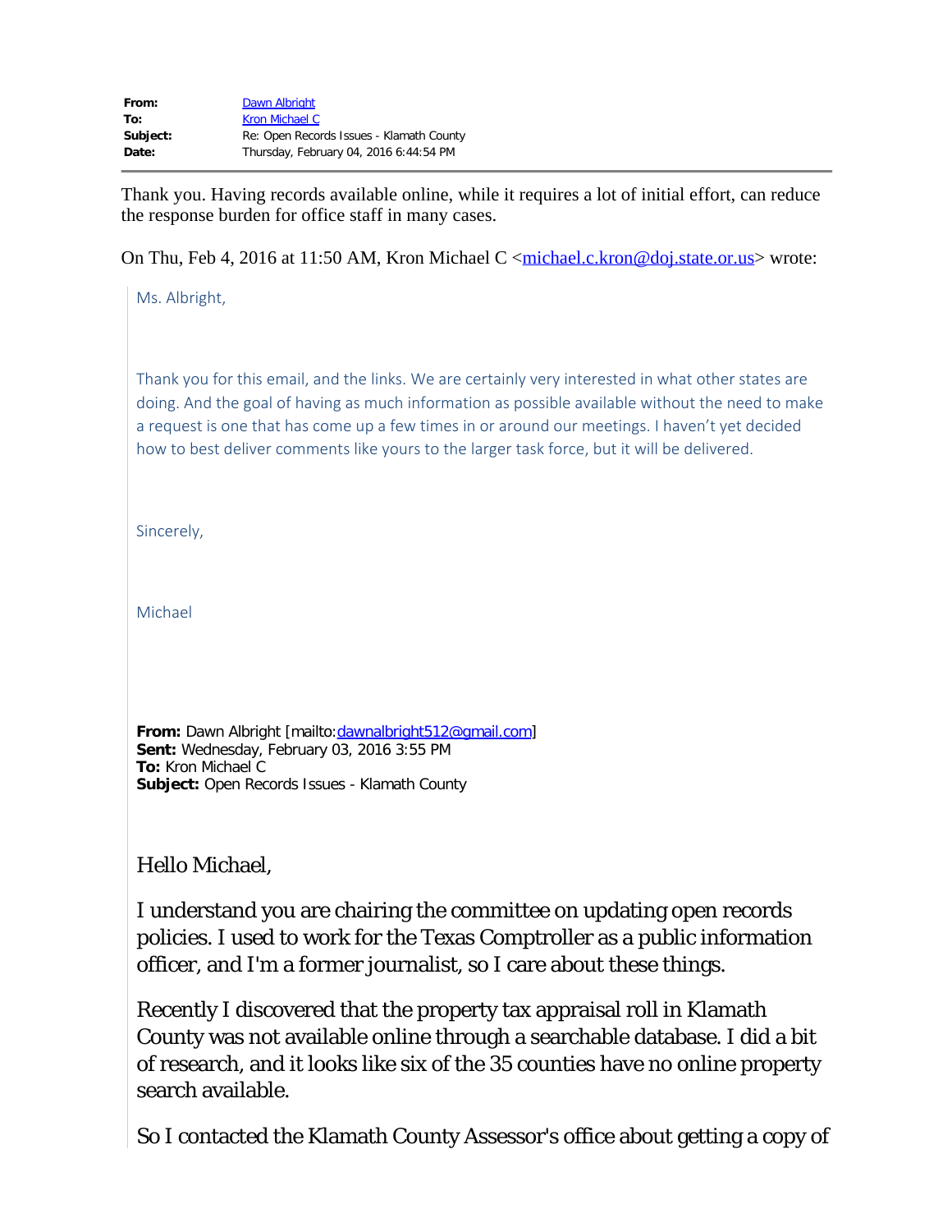| | |
|---|---|
| **From:** | Dawn Albright |
| **To:** | Kron Michael C |
| **Subject:** | Re: Open Records Issues - Klamath County |
| **Date:** | Thursday, February 04, 2016 6:44:54 PM |

---

Thank you. Having records available online, while it requires a lot of initial effort, can reduce the response burden for office staff in many cases.

On Thu, Feb 4, 2016 at 11:50 AM, Kron Michael C <michael.c.kron@doj.state.or.us> wrote:

> Ms. Albright,
>
> Thank you for this email, and the links. We are certainly very interested in what other states are doing. And the goal of having as much information as possible available without the need to make a request is one that has come up a few times in or around our meetings. I haven't yet decided how to best deliver comments like yours to the larger task force, but it will be delivered.
>
> Sincerely,
>
> Michael
>
> **From:** Dawn Albright [mailto:dawnalbright512@gmail.com]
> **Sent:** Wednesday, February 03, 2016 3:55 PM
> **To:** Kron Michael C
> **Subject:** Open Records Issues - Klamath County
>
> Hello Michael,
>
> I understand you are chairing the committee on updating open records policies. I used to work for the Texas Comptroller as a public information officer, and I'm a former journalist, so I care about these things.
>
> Recently I discovered that the property tax appraisal roll in Klamath County was not available online through a searchable database. I did a bit of research, and it looks like six of the 35 counties have no online property search available.
>
> So I contacted the Klamath County Assessor's office about getting a copy of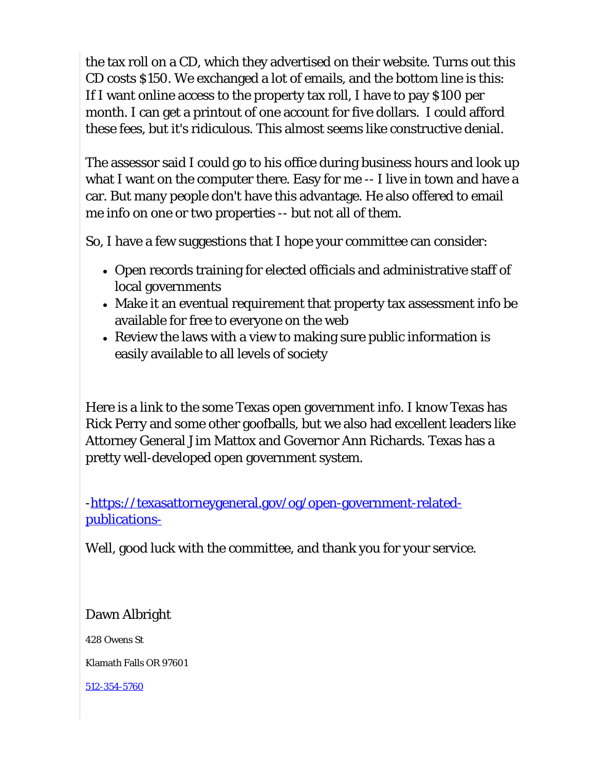the tax roll on a CD, which they advertised on their website. Turns out this CD costs $150. We exchanged a lot of emails, and the bottom line is this: If I want online access to the property tax roll, I have to pay $100 per month. I can get a printout of one account for five dollars. I could afford these fees, but it's ridiculous. This almost seems like constructive denial.

The assessor said I could go to his office during business hours and look up what I want on the computer there. Easy for me -- I live in town and have a car. But many people don't have this advantage. He also offered to email me info on one or two properties -- but not all of them.

So, I have a few suggestions that I hope your committee can consider:

- Open records training for elected officials and administrative staff of local governments
- Make it an eventual requirement that property tax assessment info be available for free to everyone on the web
- Review the laws with a view to making sure public information is easily available to all levels of society

Here is a link to the some Texas open government info. I know Texas has Rick Perry and some other goofballs, but we also had excellent leaders like Attorney General Jim Mattox and Governor Ann Richards. Texas has a pretty well-developed open government system.

-https://texasattorneygeneral.gov/og/open-government-related-publications-

Well, good luck with the committee, and thank you for your service.

Dawn Albright

428 Owens St

Klamath Falls OR 97601

512-354-5760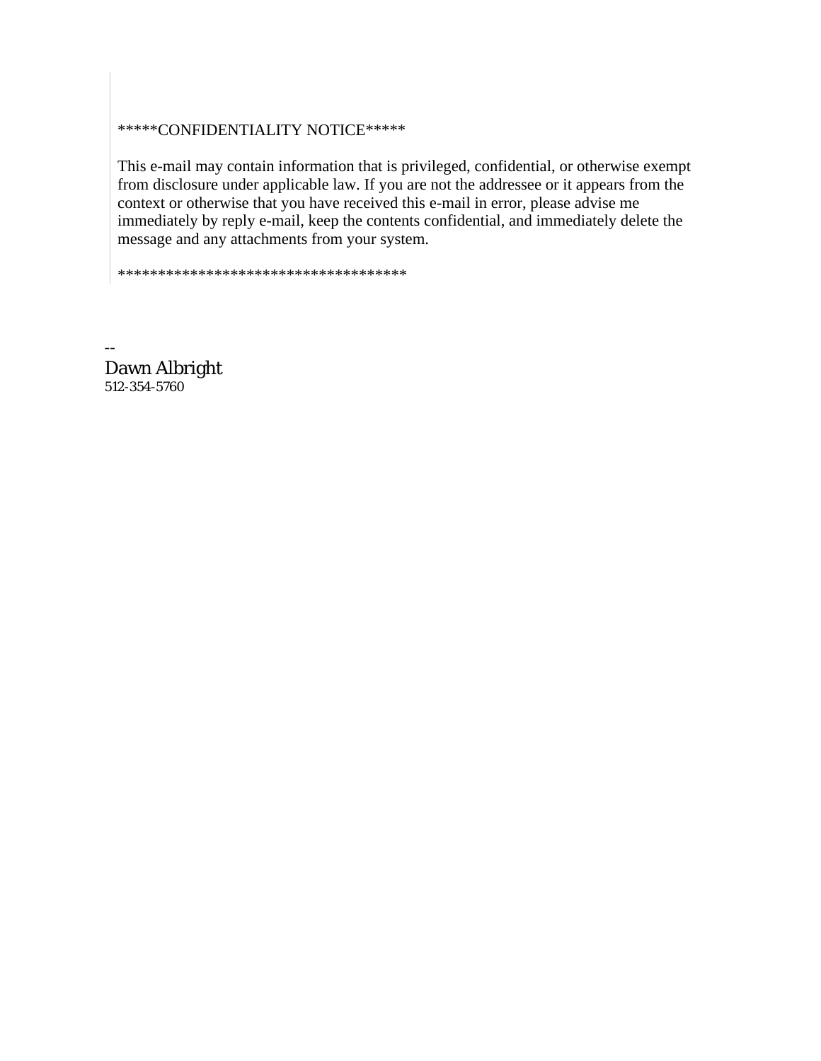*****CONFIDENTIALITY NOTICE*****

This e-mail may contain information that is privileged, confidential, or otherwise exempt from disclosure under applicable law. If you are not the addressee or it appears from the context or otherwise that you have received this e-mail in error, please advise me immediately by reply e-mail, keep the contents confidential, and immediately delete the message and any attachments from your system.

***************************************

--
Dawn Albright
512-354-5760